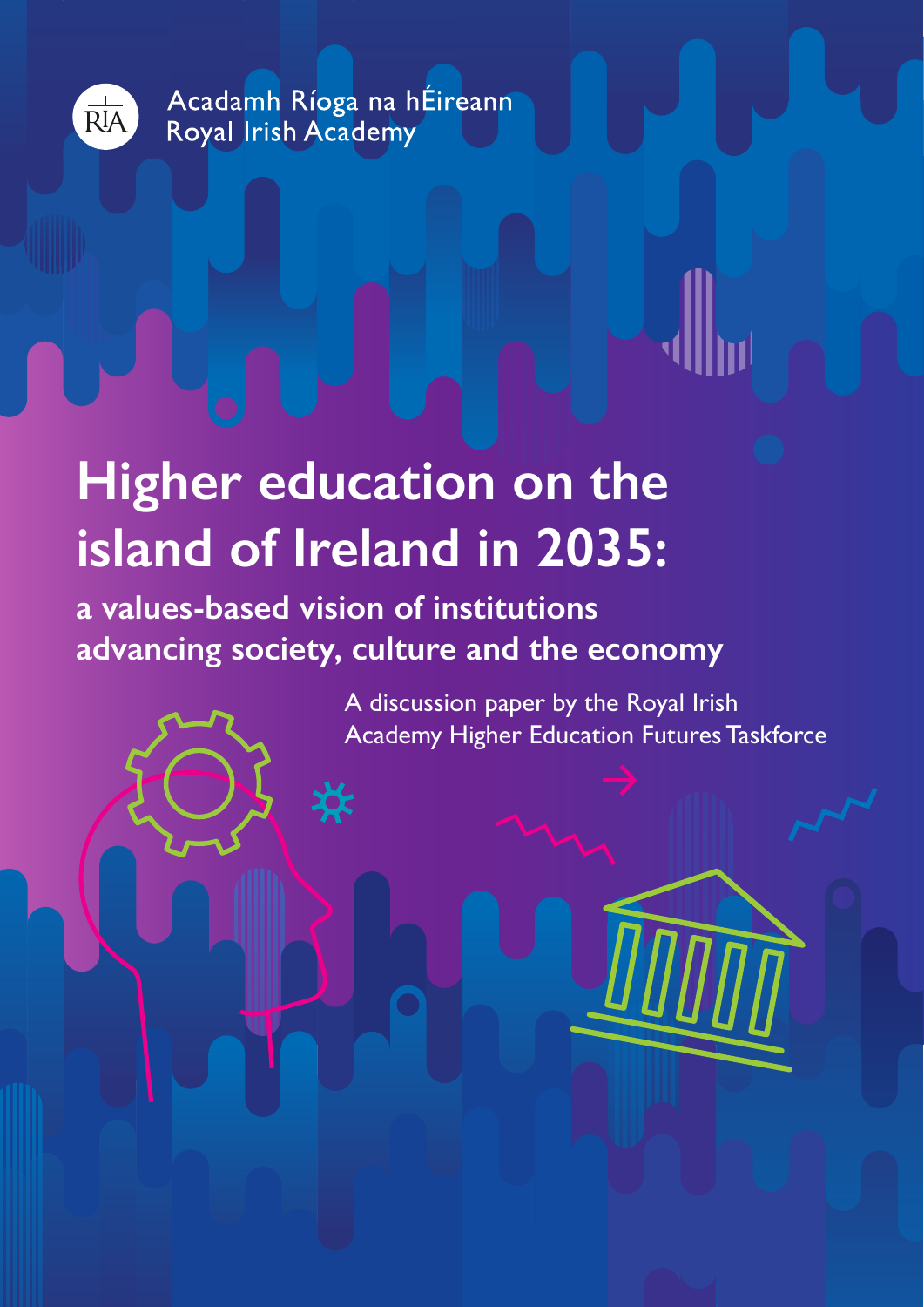Acadamh Ríoga na hÉireann
Royal Irish Academy

# Higher education on the island of Ireland in 2035:

## a values-based vision of institutions advancing society, culture and the economy

A discussion paper by the Royal Irish Academy Higher Education Futures Taskforce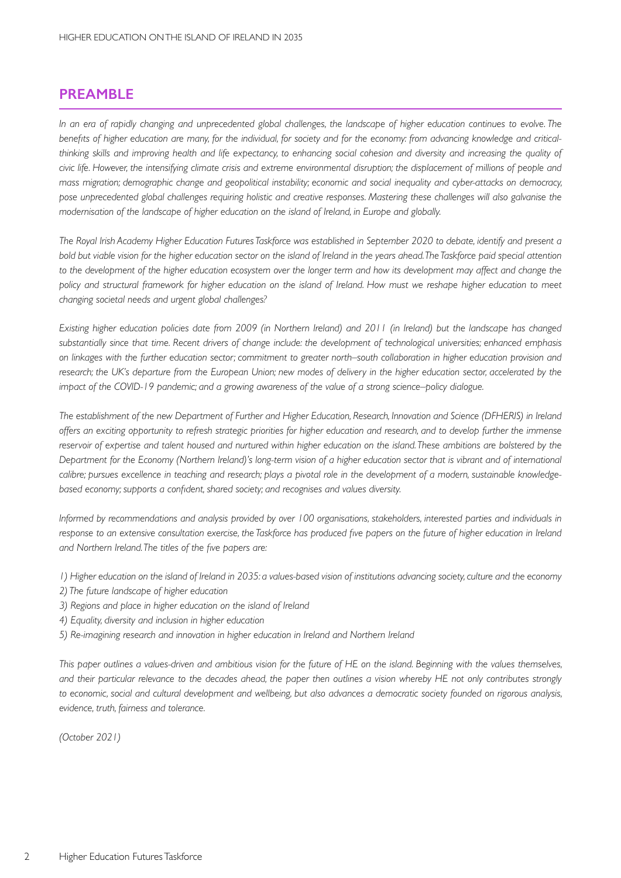## PREAMBLE

*In an era of rapidly changing and unprecedented global challenges, the landscape of higher education continues to evolve. The benefits of higher education are many, for the individual, for society and for the economy: from advancing knowledge and critical-thinking skills and improving health and life expectancy, to enhancing social cohesion and diversity and increasing the quality of civic life. However, the intensifying climate crisis and extreme environmental disruption; the displacement of millions of people and mass migration; demographic change and geopolitical instability; economic and social inequality and cyber-attacks on democracy, pose unprecedented global challenges requiring holistic and creative responses. Mastering these challenges will also galvanise the modernisation of the landscape of higher education on the island of Ireland, in Europe and globally.*

*The Royal Irish Academy Higher Education Futures Taskforce was established in September 2020 to debate, identify and present a bold but viable vision for the higher education sector on the island of Ireland in the years ahead. The Taskforce paid special attention to the development of the higher education ecosystem over the longer term and how its development may affect and change the policy and structural framework for higher education on the island of Ireland. How must we reshape higher education to meet changing societal needs and urgent global challenges?*

*Existing higher education policies date from 2009 (in Northern Ireland) and 2011 (in Ireland) but the landscape has changed substantially since that time. Recent drivers of change include: the development of technological universities; enhanced emphasis on linkages with the further education sector; commitment to greater north–south collaboration in higher education provision and research; the UK's departure from the European Union; new modes of delivery in the higher education sector, accelerated by the impact of the COVID-19 pandemic; and a growing awareness of the value of a strong science–policy dialogue.*

*The establishment of the new Department of Further and Higher Education, Research, Innovation and Science (DFHERIS) in Ireland offers an exciting opportunity to refresh strategic priorities for higher education and research, and to develop further the immense reservoir of expertise and talent housed and nurtured within higher education on the island. These ambitions are bolstered by the Department for the Economy (Northern Ireland)'s long-term vision of a higher education sector that is vibrant and of international calibre; pursues excellence in teaching and research; plays a pivotal role in the development of a modern, sustainable knowledge-based economy; supports a confident, shared society; and recognises and values diversity.*

*Informed by recommendations and analysis provided by over 100 organisations, stakeholders, interested parties and individuals in response to an extensive consultation exercise, the Taskforce has produced five papers on the future of higher education in Ireland and Northern Ireland. The titles of the five papers are:*

*1) Higher education on the island of Ireland in 2035: a values-based vision of institutions advancing society, culture and the economy*
*2) The future landscape of higher education*
*3) Regions and place in higher education on the island of Ireland*
*4) Equality, diversity and inclusion in higher education*
*5) Re-imagining research and innovation in higher education in Ireland and Northern Ireland*

*This paper outlines a values-driven and ambitious vision for the future of HE on the island. Beginning with the values themselves, and their particular relevance to the decades ahead, the paper then outlines a vision whereby HE not only contributes strongly to economic, social and cultural development and wellbeing, but also advances a democratic society founded on rigorous analysis, evidence, truth, fairness and tolerance.*

*(October 2021)*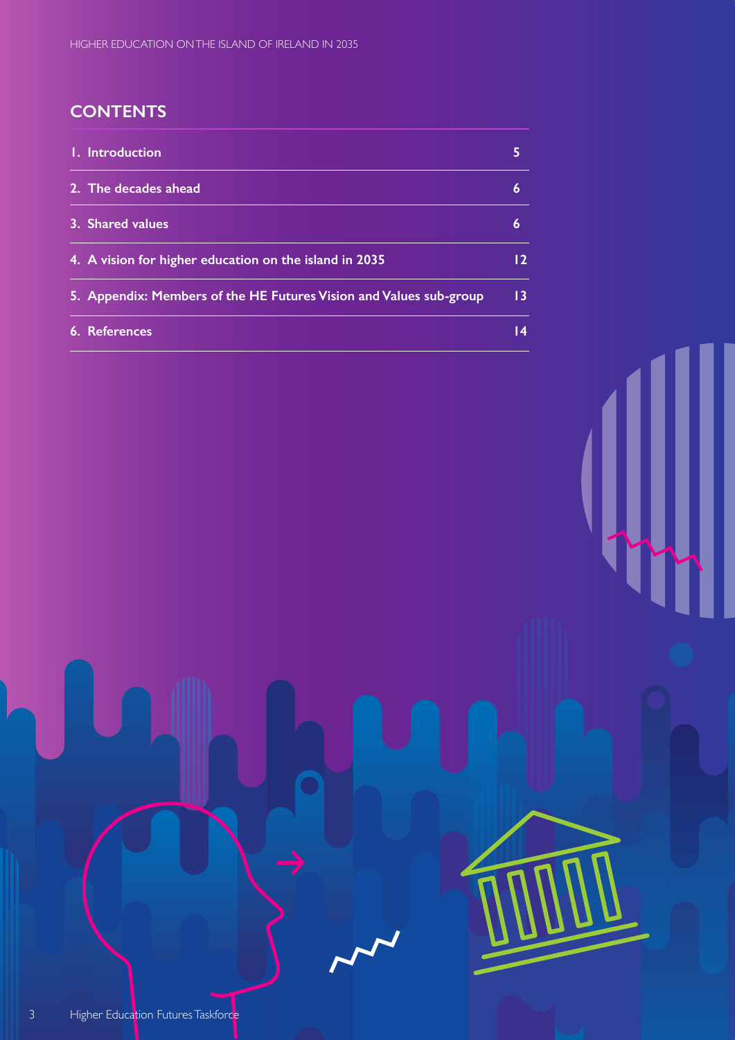## CONTENTS

| | |
|---|---|
| 1. Introduction | 5 |
| 2. The decades ahead | 6 |
| 3. Shared values | 6 |
| 4. A vision for higher education on the island in 2035 | 12 |
| 5. Appendix: Members of the HE Futures Vision and Values sub-group | 13 |
| 6. References | 14 |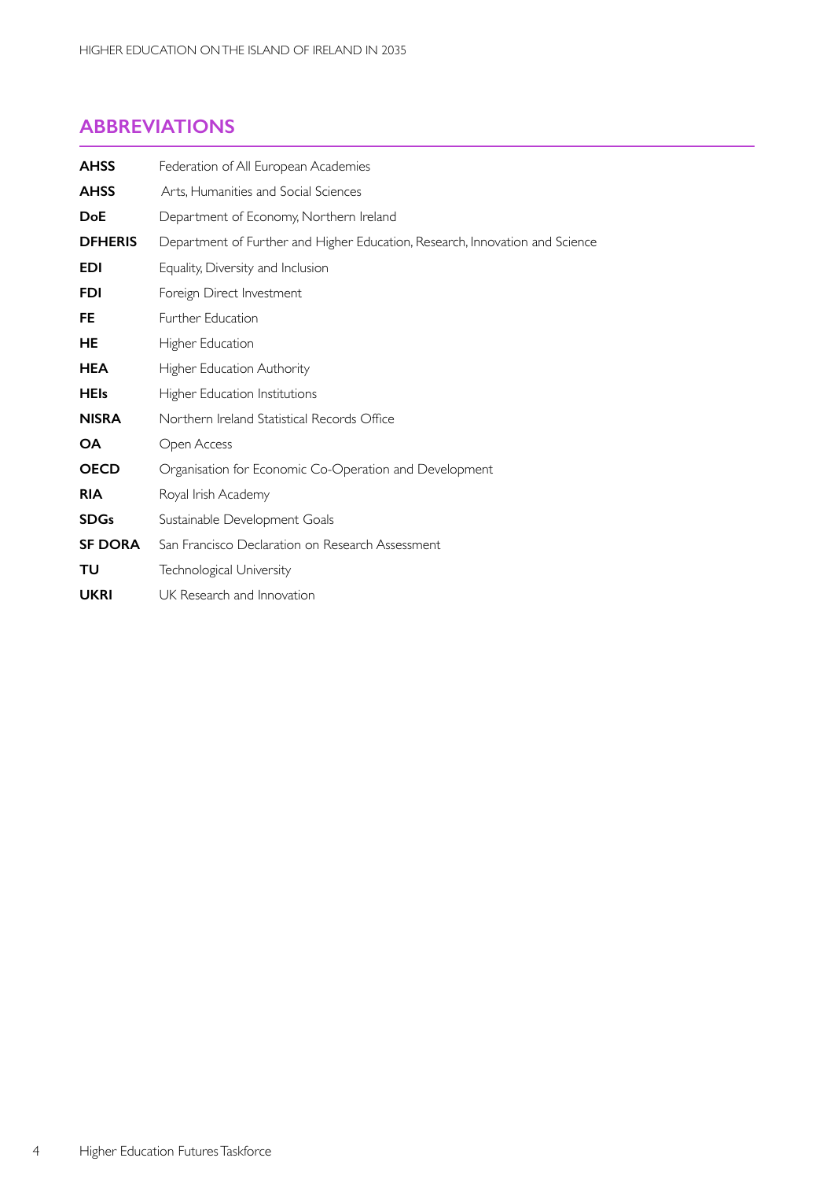## ABBREVIATIONS

| | |
|---|---|
| **AHSS** | Federation of All European Academies |
| **AHSS** | Arts, Humanities and Social Sciences |
| **DoE** | Department of Economy, Northern Ireland |
| **DFHERIS** | Department of Further and Higher Education, Research, Innovation and Science |
| **EDI** | Equality, Diversity and Inclusion |
| **FDI** | Foreign Direct Investment |
| **FE** | Further Education |
| **HE** | Higher Education |
| **HEA** | Higher Education Authority |
| **HEIs** | Higher Education Institutions |
| **NISRA** | Northern Ireland Statistical Records Office |
| **OA** | Open Access |
| **OECD** | Organisation for Economic Co-Operation and Development |
| **RIA** | Royal Irish Academy |
| **SDGs** | Sustainable Development Goals |
| **SF DORA** | San Francisco Declaration on Research Assessment |
| **TU** | Technological University |
| **UKRI** | UK Research and Innovation |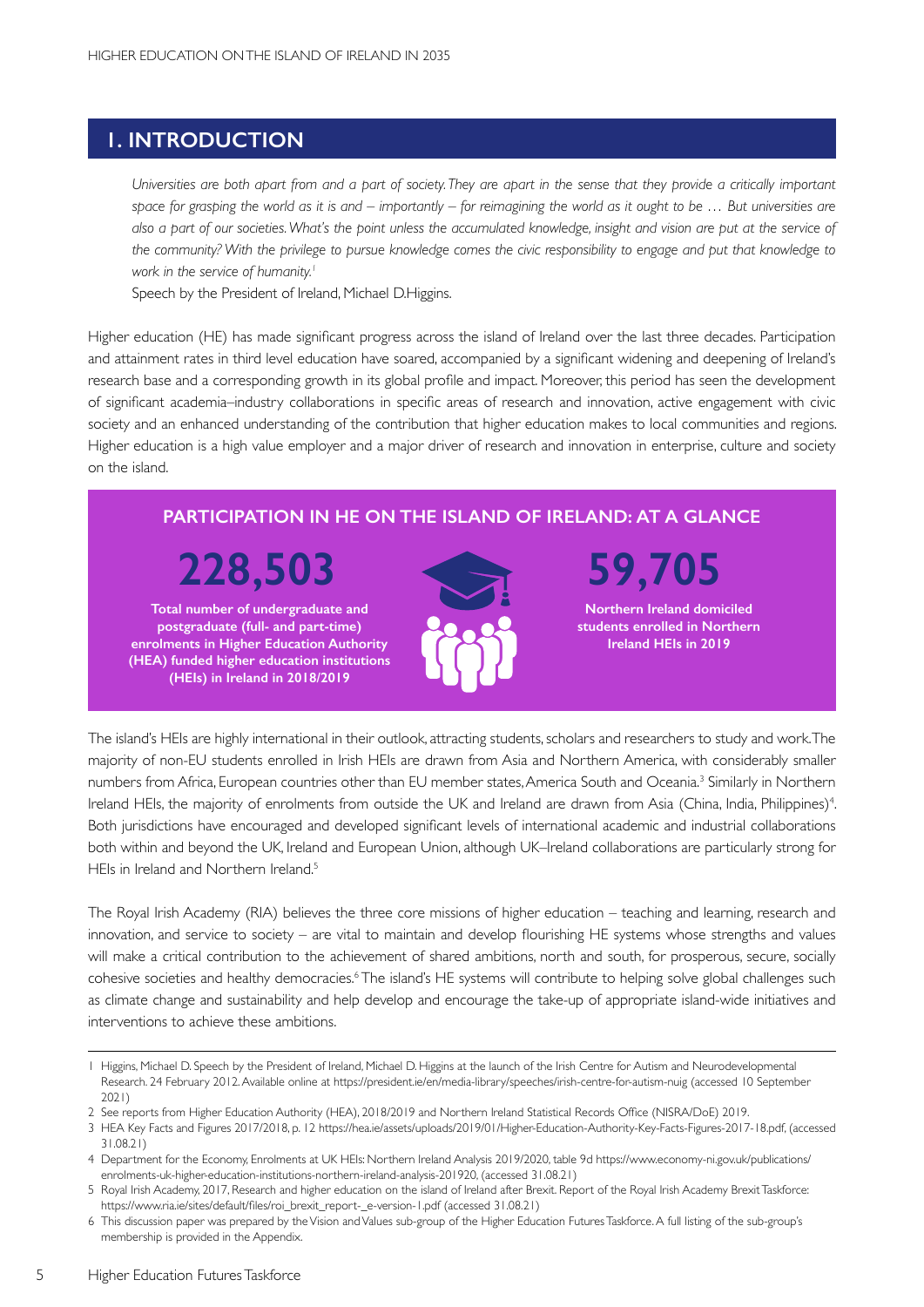## 1. INTRODUCTION

*Universities are both apart from and a part of society. They are apart in the sense that they provide a critically important space for grasping the world as it is and – importantly – for reimagining the world as it ought to be … But universities are also a part of our societies. What's the point unless the accumulated knowledge, insight and vision are put at the service of the community? With the privilege to pursue knowledge comes the civic responsibility to engage and put that knowledge to work in the service of humanity.*[1]

Speech by the President of Ireland, Michael D.Higgins.

Higher education (HE) has made significant progress across the island of Ireland over the last three decades. Participation and attainment rates in third level education have soared, accompanied by a significant widening and deepening of Ireland's research base and a corresponding growth in its global profile and impact. Moreover, this period has seen the development of significant academia–industry collaborations in specific areas of research and innovation, active engagement with civic society and an enhanced understanding of the contribution that higher education makes to local communities and regions. Higher education is a high value employer and a major driver of research and innovation in enterprise, culture and society on the island.

**PARTICIPATION IN HE ON THE ISLAND OF IRELAND: AT A GLANCE**

**228,503**

**Total number of undergraduate and postgraduate (full- and part-time) enrolments in Higher Education Authority (HEA) funded higher education institutions (HEIs) in Ireland in 2018/2019**

**59,705**

**Northern Ireland domiciled students enrolled in Northern Ireland HEIs in 2019**

The island's HEIs are highly international in their outlook, attracting students, scholars and researchers to study and work. The majority of non-EU students enrolled in Irish HEIs are drawn from Asia and Northern America, with considerably smaller numbers from Africa, European countries other than EU member states, America South and Oceania.[3] Similarly in Northern Ireland HEIs, the majority of enrolments from outside the UK and Ireland are drawn from Asia (China, India, Philippines)[4]. Both jurisdictions have encouraged and developed significant levels of international academic and industrial collaborations both within and beyond the UK, Ireland and European Union, although UK–Ireland collaborations are particularly strong for HEIs in Ireland and Northern Ireland.[5]

The Royal Irish Academy (RIA) believes the three core missions of higher education – teaching and learning, research and innovation, and service to society – are vital to maintain and develop flourishing HE systems whose strengths and values will make a critical contribution to the achievement of shared ambitions, north and south, for prosperous, secure, socially cohesive societies and healthy democracies.[6] The island's HE systems will contribute to helping solve global challenges such as climate change and sustainability and help develop and encourage the take-up of appropriate island-wide initiatives and interventions to achieve these ambitions.

---

1 Higgins, Michael D. Speech by the President of Ireland, Michael D. Higgins at the launch of the Irish Centre for Autism and Neurodevelopmental Research. 24 February 2012. Available online at https://president.ie/en/media-library/speeches/irish-centre-for-autism-nuig (accessed 10 September 2021)

2 See reports from Higher Education Authority (HEA), 2018/2019 and Northern Ireland Statistical Records Office (NISRA/DoE) 2019.

3 HEA Key Facts and Figures 2017/2018, p. 12 https://hea.ie/assets/uploads/2019/01/Higher-Education-Authority-Key-Facts-Figures-2017-18.pdf, (accessed 31.08.21)

4 Department for the Economy, Enrolments at UK HEIs: Northern Ireland Analysis 2019/2020, table 9d https://www.economy-ni.gov.uk/publications/enrolments-uk-higher-education-institutions-northern-ireland-analysis-201920, (accessed 31.08.21)

5 Royal Irish Academy, 2017, Research and higher education on the island of Ireland after Brexit. Report of the Royal Irish Academy Brexit Taskforce: https://www.ria.ie/sites/default/files/roi_brexit_report-_e-version-1.pdf (accessed 31.08.21)

6 This discussion paper was prepared by the Vision and Values sub-group of the Higher Education Futures Taskforce. A full listing of the sub-group's membership is provided in the Appendix.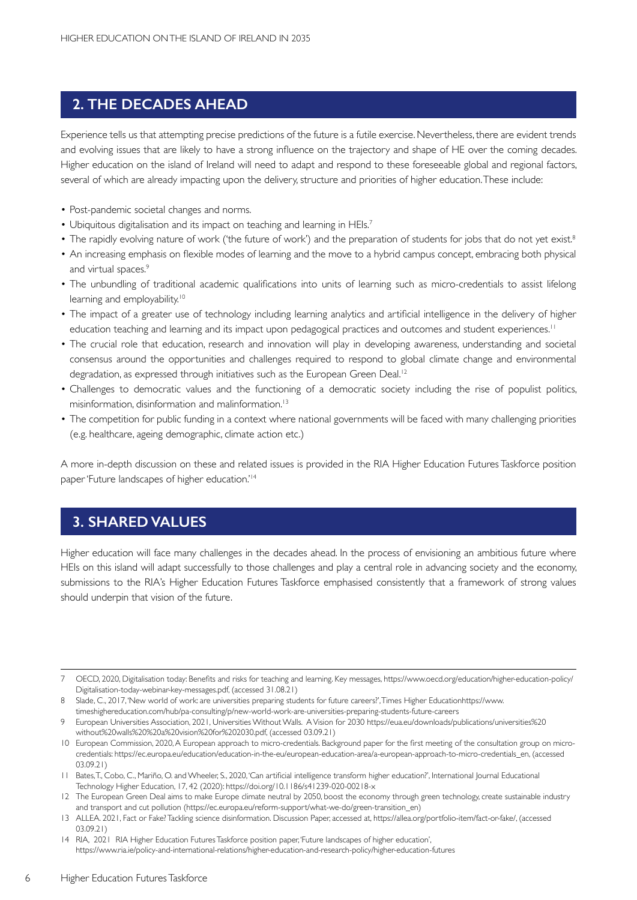## 2. THE DECADES AHEAD

Experience tells us that attempting precise predictions of the future is a futile exercise. Nevertheless, there are evident trends and evolving issues that are likely to have a strong influence on the trajectory and shape of HE over the coming decades. Higher education on the island of Ireland will need to adapt and respond to these foreseeable global and regional factors, several of which are already impacting upon the delivery, structure and priorities of higher education. These include:

- Post-pandemic societal changes and norms.
- Ubiquitous digitalisation and its impact on teaching and learning in HEIs.[7]
- The rapidly evolving nature of work ('the future of work') and the preparation of students for jobs that do not yet exist.[8]
- An increasing emphasis on flexible modes of learning and the move to a hybrid campus concept, embracing both physical and virtual spaces.[9]
- The unbundling of traditional academic qualifications into units of learning such as micro-credentials to assist lifelong learning and employability.[10]
- The impact of a greater use of technology including learning analytics and artificial intelligence in the delivery of higher education teaching and learning and its impact upon pedagogical practices and outcomes and student experiences.[11]
- The crucial role that education, research and innovation will play in developing awareness, understanding and societal consensus around the opportunities and challenges required to respond to global climate change and environmental degradation, as expressed through initiatives such as the European Green Deal.[12]
- Challenges to democratic values and the functioning of a democratic society including the rise of populist politics, misinformation, disinformation and malinformation.[13]
- The competition for public funding in a context where national governments will be faced with many challenging priorities (e.g. healthcare, ageing demographic, climate action etc.)

A more in-depth discussion on these and related issues is provided in the RIA Higher Education Futures Taskforce position paper 'Future landscapes of higher education.'[14]

## 3. SHARED VALUES

Higher education will face many challenges in the decades ahead. In the process of envisioning an ambitious future where HEIs on this island will adapt successfully to those challenges and play a central role in advancing society and the economy, submissions to the RIA's Higher Education Futures Taskforce emphasised consistently that a framework of strong values should underpin that vision of the future.

---

7 OECD, 2020, Digitalisation today: Benefits and risks for teaching and learning. Key messages, https://www.oecd.org/education/higher-education-policy/Digitalisation-today-webinar-key-messages.pdf, (accessed 31.08.21)

8 Slade, C., 2017, 'New world of work: are universities preparing students for future careers?', Times Higher Educationhttps://www.timeshighereducation.com/hub/pa-consulting/p/new-world-work-are-universities-preparing-students-future-careers

9 European Universities Association, 2021, Universities Without Walls. A Vision for 2030 https://eua.eu/downloads/publications/universities%20without%20walls%20%20a%20vision%20for%202030.pdf, (accessed 03.09.21)

10 European Commission, 2020, A European approach to micro-credentials. Background paper for the first meeting of the consultation group on micro-credentials: https://ec.europa.eu/education/education-in-the-eu/european-education-area/a-european-approach-to-micro-credentials_en, (accessed 03.09.21)

11 Bates, T., Cobo, C., Mariño, O. and Wheeler, S., 2020, 'Can artificial intelligence transform higher education?', International Journal Educational Technology Higher Education, 17, 42 (2020): https://doi.org/10.1186/s41239-020-00218-x

12 The European Green Deal aims to make Europe climate neutral by 2050, boost the economy through green technology, create sustainable industry and transport and cut pollution (https://ec.europa.eu/reform-support/what-we-do/green-transition_en)

13 ALLEA. 2021, Fact or Fake? Tackling science disinformation. Discussion Paper, accessed at, https://allea.org/portfolio-item/fact-or-fake/, (accessed 03.09.21)

14 RIA, 2021 RIA Higher Education Futures Taskforce position paper, 'Future landscapes of higher education', https://www.ria.ie/policy-and-international-relations/higher-education-and-research-policy/higher-education-futures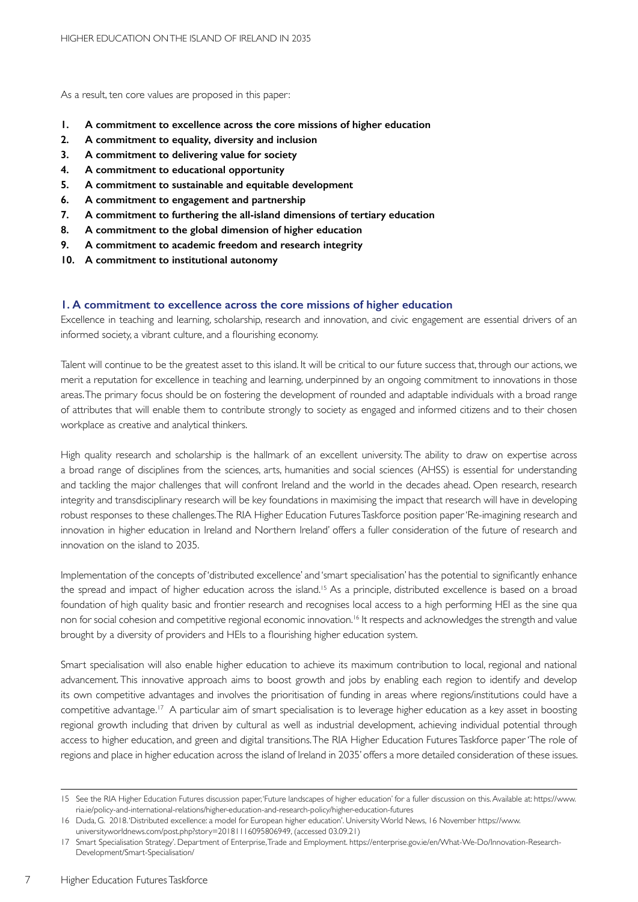As a result, ten core values are proposed in this paper:

1. **A commitment to excellence across the core missions of higher education**
2. **A commitment to equality, diversity and inclusion**
3. **A commitment to delivering value for society**
4. **A commitment to educational opportunity**
5. **A commitment to sustainable and equitable development**
6. **A commitment to engagement and partnership**
7. **A commitment to furthering the all-island dimensions of tertiary education**
8. **A commitment to the global dimension of higher education**
9. **A commitment to academic freedom and research integrity**
10. **A commitment to institutional autonomy**

### 1. A commitment to excellence across the core missions of higher education

Excellence in teaching and learning, scholarship, research and innovation, and civic engagement are essential drivers of an informed society, a vibrant culture, and a flourishing economy.

Talent will continue to be the greatest asset to this island. It will be critical to our future success that, through our actions, we merit a reputation for excellence in teaching and learning, underpinned by an ongoing commitment to innovations in those areas. The primary focus should be on fostering the development of rounded and adaptable individuals with a broad range of attributes that will enable them to contribute strongly to society as engaged and informed citizens and to their chosen workplace as creative and analytical thinkers.

High quality research and scholarship is the hallmark of an excellent university. The ability to draw on expertise across a broad range of disciplines from the sciences, arts, humanities and social sciences (AHSS) is essential for understanding and tackling the major challenges that will confront Ireland and the world in the decades ahead. Open research, research integrity and transdisciplinary research will be key foundations in maximising the impact that research will have in developing robust responses to these challenges. The RIA Higher Education Futures Taskforce position paper 'Re-imagining research and innovation in higher education in Ireland and Northern Ireland' offers a fuller consideration of the future of research and innovation on the island to 2035.

Implementation of the concepts of 'distributed excellence' and 'smart specialisation' has the potential to significantly enhance the spread and impact of higher education across the island.[15] As a principle, distributed excellence is based on a broad foundation of high quality basic and frontier research and recognises local access to a high performing HEI as the sine qua non for social cohesion and competitive regional economic innovation.[16] It respects and acknowledges the strength and value brought by a diversity of providers and HEIs to a flourishing higher education system.

Smart specialisation will also enable higher education to achieve its maximum contribution to local, regional and national advancement. This innovative approach aims to boost growth and jobs by enabling each region to identify and develop its own competitive advantages and involves the prioritisation of funding in areas where regions/institutions could have a competitive advantage.[17] A particular aim of smart specialisation is to leverage higher education as a key asset in boosting regional growth including that driven by cultural as well as industrial development, achieving individual potential through access to higher education, and green and digital transitions. The RIA Higher Education Futures Taskforce paper 'The role of regions and place in higher education across the island of Ireland in 2035' offers a more detailed consideration of these issues.

---

15 See the RIA Higher Education Futures discussion paper, 'Future landscapes of higher education' for a fuller discussion on this. Available at: https://www.ria.ie/policy-and-international-relations/higher-education-and-research-policy/higher-education-futures

16 Duda, G. 2018. 'Distributed excellence: a model for European higher education'. University World News, 16 November https://www.universityworldnews.com/post.php?story=20181116095806949, (accessed 03.09.21)

17 Smart Specialisation Strategy'. Department of Enterprise, Trade and Employment. https://enterprise.gov.ie/en/What-We-Do/Innovation-Research-Development/Smart-Specialisation/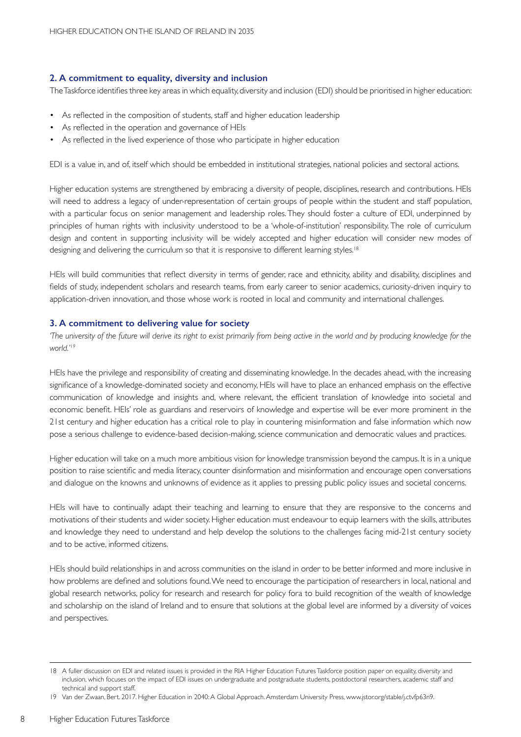## 2. A commitment to equality, diversity and inclusion

The Taskforce identifies three key areas in which equality, diversity and inclusion (EDI) should be prioritised in higher education:

- As reflected in the composition of students, staff and higher education leadership
- As reflected in the operation and governance of HEIs
- As reflected in the lived experience of those who participate in higher education

EDI is a value in, and of, itself which should be embedded in institutional strategies, national policies and sectoral actions.

Higher education systems are strengthened by embracing a diversity of people, disciplines, research and contributions. HEIs will need to address a legacy of under-representation of certain groups of people within the student and staff population, with a particular focus on senior management and leadership roles. They should foster a culture of EDI, underpinned by principles of human rights with inclusivity understood to be a 'whole-of-institution' responsibility. The role of curriculum design and content in supporting inclusivity will be widely accepted and higher education will consider new modes of designing and delivering the curriculum so that it is responsive to different learning styles.[18]

HEIs will build communities that reflect diversity in terms of gender, race and ethnicity, ability and disability, disciplines and fields of study, independent scholars and research teams, from early career to senior academics, curiosity-driven inquiry to application-driven innovation, and those whose work is rooted in local and community and international challenges.

## 3. A commitment to delivering value for society

*'The university of the future will derive its right to exist primarily from being active in the world and by producing knowledge for the world.'*[19]

HEIs have the privilege and responsibility of creating and disseminating knowledge. In the decades ahead, with the increasing significance of a knowledge-dominated society and economy, HEIs will have to place an enhanced emphasis on the effective communication of knowledge and insights and, where relevant, the efficient translation of knowledge into societal and economic benefit. HEIs' role as guardians and reservoirs of knowledge and expertise will be ever more prominent in the 21st century and higher education has a critical role to play in countering misinformation and false information which now pose a serious challenge to evidence-based decision-making, science communication and democratic values and practices.

Higher education will take on a much more ambitious vision for knowledge transmission beyond the campus. It is in a unique position to raise scientific and media literacy, counter disinformation and misinformation and encourage open conversations and dialogue on the knowns and unknowns of evidence as it applies to pressing public policy issues and societal concerns.

HEIs will have to continually adapt their teaching and learning to ensure that they are responsive to the concerns and motivations of their students and wider society. Higher education must endeavour to equip learners with the skills, attributes and knowledge they need to understand and help develop the solutions to the challenges facing mid-21st century society and to be active, informed citizens.

HEIs should build relationships in and across communities on the island in order to be better informed and more inclusive in how problems are defined and solutions found. We need to encourage the participation of researchers in local, national and global research networks, policy for research and research for policy fora to build recognition of the wealth of knowledge and scholarship on the island of Ireland and to ensure that solutions at the global level are informed by a diversity of voices and perspectives.

---

18 A fuller discussion on EDI and related issues is provided in the RIA Higher Education Futures Taskforce position paper on equality, diversity and inclusion, which focuses on the impact of EDI issues on undergraduate and postgraduate students, postdoctoral researchers, academic staff and technical and support staff.

19 Van der Zwaan, Bert. 2017. Higher Education in 2040: A Global Approach. Amsterdam University Press, www.jstor.org/stable/j.ctvfp63n9.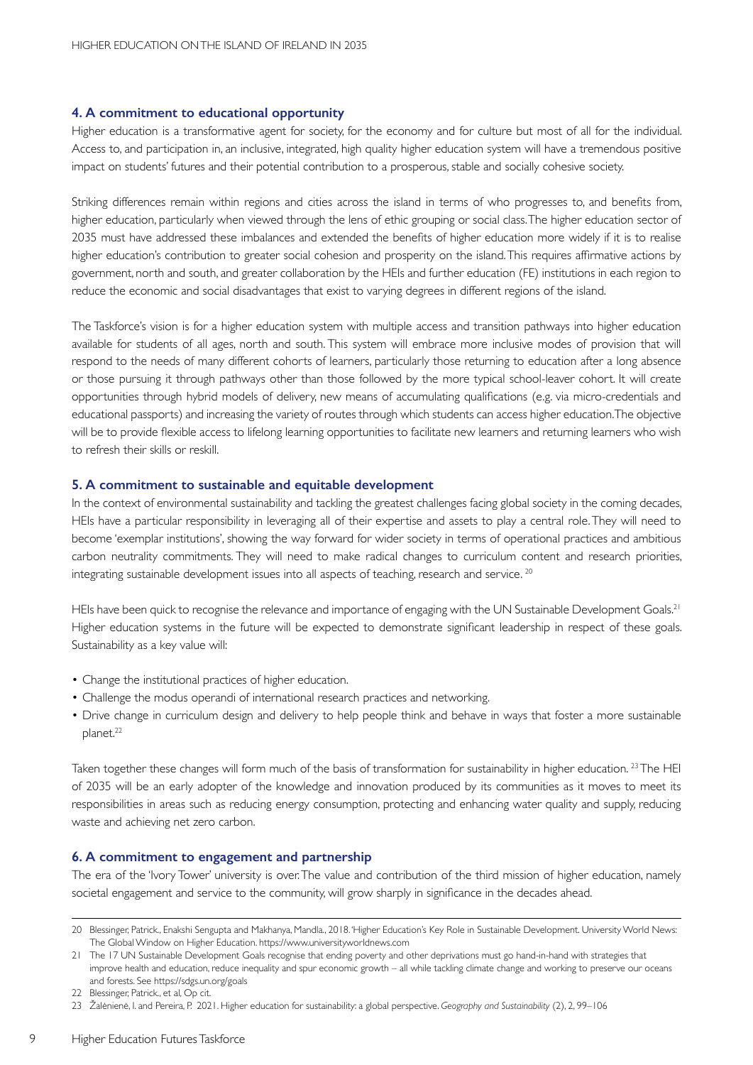### 4. A commitment to educational opportunity

Higher education is a transformative agent for society, for the economy and for culture but most of all for the individual. Access to, and participation in, an inclusive, integrated, high quality higher education system will have a tremendous positive impact on students' futures and their potential contribution to a prosperous, stable and socially cohesive society.

Striking differences remain within regions and cities across the island in terms of who progresses to, and benefits from, higher education, particularly when viewed through the lens of ethic grouping or social class. The higher education sector of 2035 must have addressed these imbalances and extended the benefits of higher education more widely if it is to realise higher education's contribution to greater social cohesion and prosperity on the island. This requires affirmative actions by government, north and south, and greater collaboration by the HEIs and further education (FE) institutions in each region to reduce the economic and social disadvantages that exist to varying degrees in different regions of the island.

The Taskforce's vision is for a higher education system with multiple access and transition pathways into higher education available for students of all ages, north and south. This system will embrace more inclusive modes of provision that will respond to the needs of many different cohorts of learners, particularly those returning to education after a long absence or those pursuing it through pathways other than those followed by the more typical school-leaver cohort. It will create opportunities through hybrid models of delivery, new means of accumulating qualifications (e.g. via micro-credentials and educational passports) and increasing the variety of routes through which students can access higher education. The objective will be to provide flexible access to lifelong learning opportunities to facilitate new learners and returning learners who wish to refresh their skills or reskill.

### 5. A commitment to sustainable and equitable development

In the context of environmental sustainability and tackling the greatest challenges facing global society in the coming decades, HEIs have a particular responsibility in leveraging all of their expertise and assets to play a central role. They will need to become 'exemplar institutions', showing the way forward for wider society in terms of operational practices and ambitious carbon neutrality commitments. They will need to make radical changes to curriculum content and research priorities, integrating sustainable development issues into all aspects of teaching, research and service. [20]

HEIs have been quick to recognise the relevance and importance of engaging with the UN Sustainable Development Goals.[21] Higher education systems in the future will be expected to demonstrate significant leadership in respect of these goals. Sustainability as a key value will:

- Change the institutional practices of higher education.
- Challenge the modus operandi of international research practices and networking.
- Drive change in curriculum design and delivery to help people think and behave in ways that foster a more sustainable planet.[22]

Taken together these changes will form much of the basis of transformation for sustainability in higher education. [23] The HEI of 2035 will be an early adopter of the knowledge and innovation produced by its communities as it moves to meet its responsibilities in areas such as reducing energy consumption, protecting and enhancing water quality and supply, reducing waste and achieving net zero carbon.

### 6. A commitment to engagement and partnership

The era of the 'Ivory Tower' university is over. The value and contribution of the third mission of higher education, namely societal engagement and service to the community, will grow sharply in significance in the decades ahead.

---

20 Blessinger, Patrick., Enakshi Sengupta and Makhanya, Mandla., 2018. 'Higher Education's Key Role in Sustainable Development. University World News: The Global Window on Higher Education. https://www.universityworldnews.com

21 The 17 UN Sustainable Development Goals recognise that ending poverty and other deprivations must go hand-in-hand with strategies that improve health and education, reduce inequality and spur economic growth – all while tackling climate change and working to preserve our oceans and forests. See https://sdgs.un.org/goals

22 Blessinger, Patrick., et al, Op cit.

23 Žalėnienė, I. and Pereira, P. 2021. Higher education for sustainability: a global perspective. *Geography and Sustainability* (2), 2, 99–106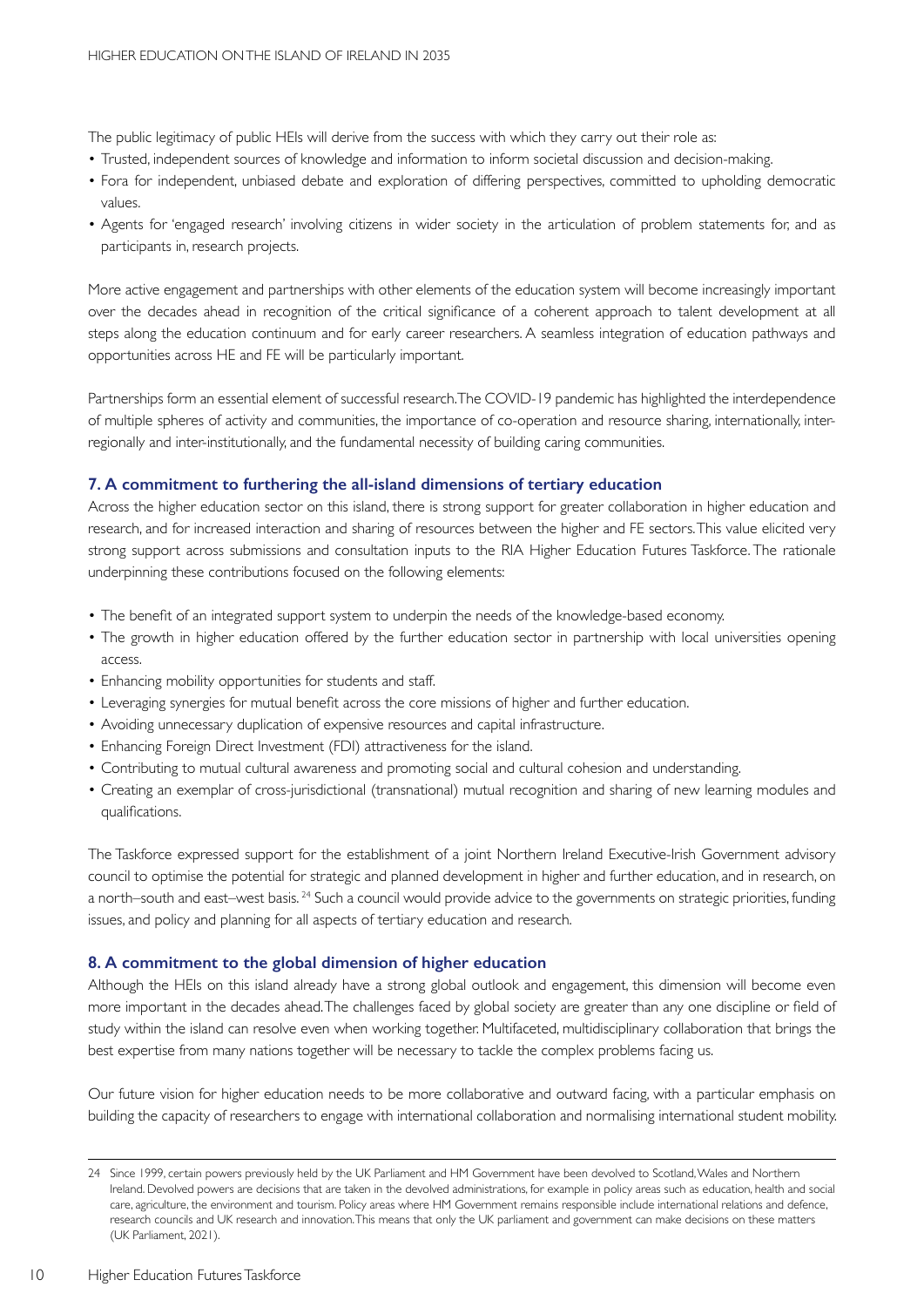The public legitimacy of public HEIs will derive from the success with which they carry out their role as:

- Trusted, independent sources of knowledge and information to inform societal discussion and decision-making.
- Fora for independent, unbiased debate and exploration of differing perspectives, committed to upholding democratic values.
- Agents for 'engaged research' involving citizens in wider society in the articulation of problem statements for, and as participants in, research projects.

More active engagement and partnerships with other elements of the education system will become increasingly important over the decades ahead in recognition of the critical significance of a coherent approach to talent development at all steps along the education continuum and for early career researchers. A seamless integration of education pathways and opportunities across HE and FE will be particularly important.

Partnerships form an essential element of successful research. The COVID-19 pandemic has highlighted the interdependence of multiple spheres of activity and communities, the importance of co-operation and resource sharing, internationally, inter-regionally and inter-institutionally, and the fundamental necessity of building caring communities.

## 7. A commitment to furthering the all-island dimensions of tertiary education

Across the higher education sector on this island, there is strong support for greater collaboration in higher education and research, and for increased interaction and sharing of resources between the higher and FE sectors. This value elicited very strong support across submissions and consultation inputs to the RIA Higher Education Futures Taskforce. The rationale underpinning these contributions focused on the following elements:

- The benefit of an integrated support system to underpin the needs of the knowledge-based economy.
- The growth in higher education offered by the further education sector in partnership with local universities opening access.
- Enhancing mobility opportunities for students and staff.
- Leveraging synergies for mutual benefit across the core missions of higher and further education.
- Avoiding unnecessary duplication of expensive resources and capital infrastructure.
- Enhancing Foreign Direct Investment (FDI) attractiveness for the island.
- Contributing to mutual cultural awareness and promoting social and cultural cohesion and understanding.
- Creating an exemplar of cross-jurisdictional (transnational) mutual recognition and sharing of new learning modules and qualifications.

The Taskforce expressed support for the establishment of a joint Northern Ireland Executive-Irish Government advisory council to optimise the potential for strategic and planned development in higher and further education, and in research, on a north–south and east–west basis.[24] Such a council would provide advice to the governments on strategic priorities, funding issues, and policy and planning for all aspects of tertiary education and research.

## 8. A commitment to the global dimension of higher education

Although the HEIs on this island already have a strong global outlook and engagement, this dimension will become even more important in the decades ahead. The challenges faced by global society are greater than any one discipline or field of study within the island can resolve even when working together. Multifaceted, multidisciplinary collaboration that brings the best expertise from many nations together will be necessary to tackle the complex problems facing us.

Our future vision for higher education needs to be more collaborative and outward facing, with a particular emphasis on building the capacity of researchers to engage with international collaboration and normalising international student mobility.

---

24 Since 1999, certain powers previously held by the UK Parliament and HM Government have been devolved to Scotland, Wales and Northern Ireland. Devolved powers are decisions that are taken in the devolved administrations, for example in policy areas such as education, health and social care, agriculture, the environment and tourism. Policy areas where HM Government remains responsible include international relations and defence, research councils and UK research and innovation. This means that only the UK parliament and government can make decisions on these matters (UK Parliament, 2021).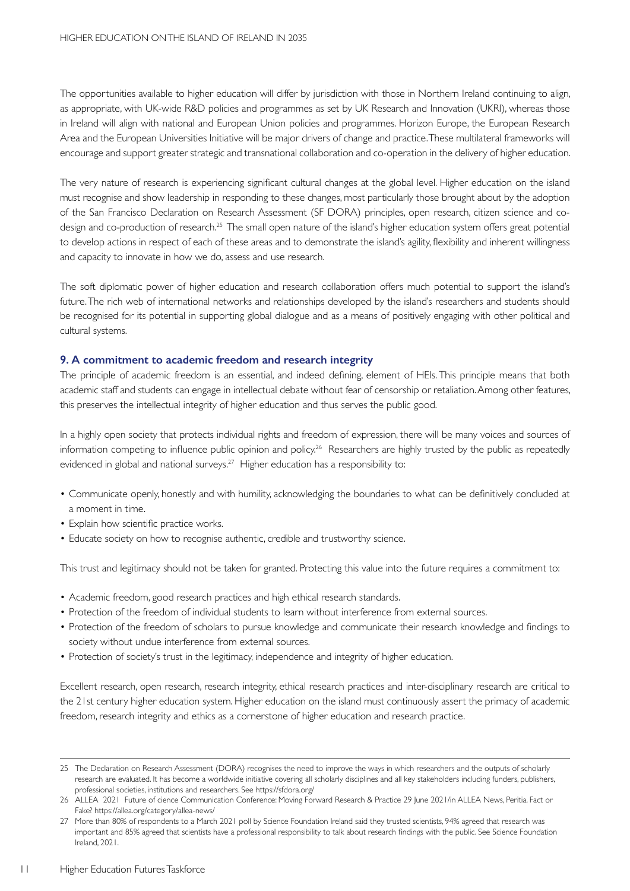The opportunities available to higher education will differ by jurisdiction with those in Northern Ireland continuing to align, as appropriate, with UK-wide R&D policies and programmes as set by UK Research and Innovation (UKRI), whereas those in Ireland will align with national and European Union policies and programmes. Horizon Europe, the European Research Area and the European Universities Initiative will be major drivers of change and practice. These multilateral frameworks will encourage and support greater strategic and transnational collaboration and co-operation in the delivery of higher education.

The very nature of research is experiencing significant cultural changes at the global level. Higher education on the island must recognise and show leadership in responding to these changes, most particularly those brought about by the adoption of the San Francisco Declaration on Research Assessment (SF DORA) principles, open research, citizen science and co-design and co-production of research.[25] The small open nature of the island's higher education system offers great potential to develop actions in respect of each of these areas and to demonstrate the island's agility, flexibility and inherent willingness and capacity to innovate in how we do, assess and use research.

The soft diplomatic power of higher education and research collaboration offers much potential to support the island's future. The rich web of international networks and relationships developed by the island's researchers and students should be recognised for its potential in supporting global dialogue and as a means of positively engaging with other political and cultural systems.

### 9. A commitment to academic freedom and research integrity

The principle of academic freedom is an essential, and indeed defining, element of HEIs. This principle means that both academic staff and students can engage in intellectual debate without fear of censorship or retaliation. Among other features, this preserves the intellectual integrity of higher education and thus serves the public good.

In a highly open society that protects individual rights and freedom of expression, there will be many voices and sources of information competing to influence public opinion and policy.[26] Researchers are highly trusted by the public as repeatedly evidenced in global and national surveys.[27] Higher education has a responsibility to:

- Communicate openly, honestly and with humility, acknowledging the boundaries to what can be definitively concluded at a moment in time.
- Explain how scientific practice works.
- Educate society on how to recognise authentic, credible and trustworthy science.

This trust and legitimacy should not be taken for granted. Protecting this value into the future requires a commitment to:

- Academic freedom, good research practices and high ethical research standards.
- Protection of the freedom of individual students to learn without interference from external sources.
- Protection of the freedom of scholars to pursue knowledge and communicate their research knowledge and findings to society without undue interference from external sources.
- Protection of society's trust in the legitimacy, independence and integrity of higher education.

Excellent research, open research, research integrity, ethical research practices and inter-disciplinary research are critical to the 21st century higher education system. Higher education on the island must continuously assert the primacy of academic freedom, research integrity and ethics as a cornerstone of higher education and research practice.

---

25 The Declaration on Research Assessment (DORA) recognises the need to improve the ways in which researchers and the outputs of scholarly research are evaluated. It has become a worldwide initiative covering all scholarly disciplines and all key stakeholders including funders, publishers, professional societies, institutions and researchers. See https://sfdora.org/

26 ALLEA 2021 Future of cience Communication Conference: Moving Forward Research & Practice 29 June 2021/in ALLEA News, Peritia. Fact or Fake? https://allea.org/category/allea-news/

27 More than 80% of respondents to a March 2021 poll by Science Foundation Ireland said they trusted scientists, 94% agreed that research was important and 85% agreed that scientists have a professional responsibility to talk about research findings with the public. See Science Foundation Ireland, 2021.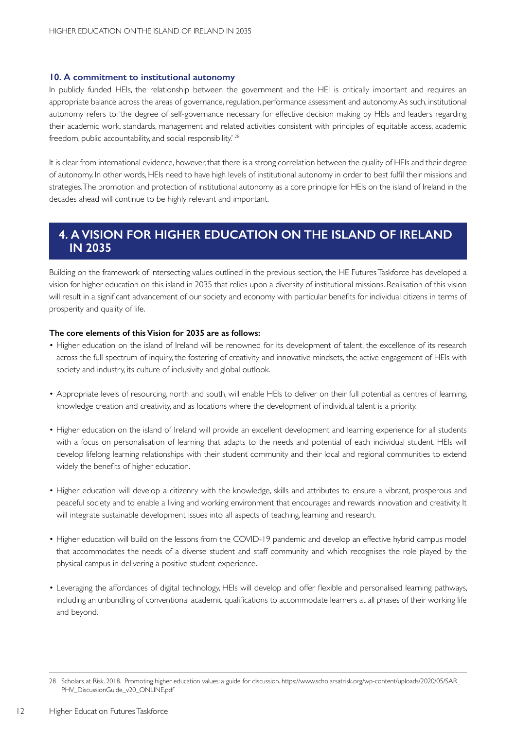### 10. A commitment to institutional autonomy

In publicly funded HEIs, the relationship between the government and the HEI is critically important and requires an appropriate balance across the areas of governance, regulation, performance assessment and autonomy. As such, institutional autonomy refers to: 'the degree of self-governance necessary for effective decision making by HEIs and leaders regarding their academic work, standards, management and related activities consistent with principles of equitable access, academic freedom, public accountability, and social responsibility.' [28]

It is clear from international evidence, however, that there is a strong correlation between the quality of HEIs and their degree of autonomy. In other words, HEIs need to have high levels of institutional autonomy in order to best fulfil their missions and strategies. The promotion and protection of institutional autonomy as a core principle for HEIs on the island of Ireland in the decades ahead will continue to be highly relevant and important.

## 4. A VISION FOR HIGHER EDUCATION ON THE ISLAND OF IRELAND IN 2035

Building on the framework of intersecting values outlined in the previous section, the HE Futures Taskforce has developed a vision for higher education on this island in 2035 that relies upon a diversity of institutional missions. Realisation of this vision will result in a significant advancement of our society and economy with particular benefits for individual citizens in terms of prosperity and quality of life.

**The core elements of this Vision for 2035 are as follows:**

- Higher education on the island of Ireland will be renowned for its development of talent, the excellence of its research across the full spectrum of inquiry, the fostering of creativity and innovative mindsets, the active engagement of HEIs with society and industry, its culture of inclusivity and global outlook.
- Appropriate levels of resourcing, north and south, will enable HEIs to deliver on their full potential as centres of learning, knowledge creation and creativity, and as locations where the development of individual talent is a priority.
- Higher education on the island of Ireland will provide an excellent development and learning experience for all students with a focus on personalisation of learning that adapts to the needs and potential of each individual student. HEIs will develop lifelong learning relationships with their student community and their local and regional communities to extend widely the benefits of higher education.
- Higher education will develop a citizenry with the knowledge, skills and attributes to ensure a vibrant, prosperous and peaceful society and to enable a living and working environment that encourages and rewards innovation and creativity. It will integrate sustainable development issues into all aspects of teaching, learning and research.
- Higher education will build on the lessons from the COVID-19 pandemic and develop an effective hybrid campus model that accommodates the needs of a diverse student and staff community and which recognises the role played by the physical campus in delivering a positive student experience.
- Leveraging the affordances of digital technology, HEIs will develop and offer flexible and personalised learning pathways, including an unbundling of conventional academic qualifications to accommodate learners at all phases of their working life and beyond.

---

28 Scholars at Risk. 2018. Promoting higher education values: a guide for discussion. https://www.scholarsatrisk.org/wp-content/uploads/2020/05/SAR_PHV_DiscussionGuide_v20_ONLINE.pdf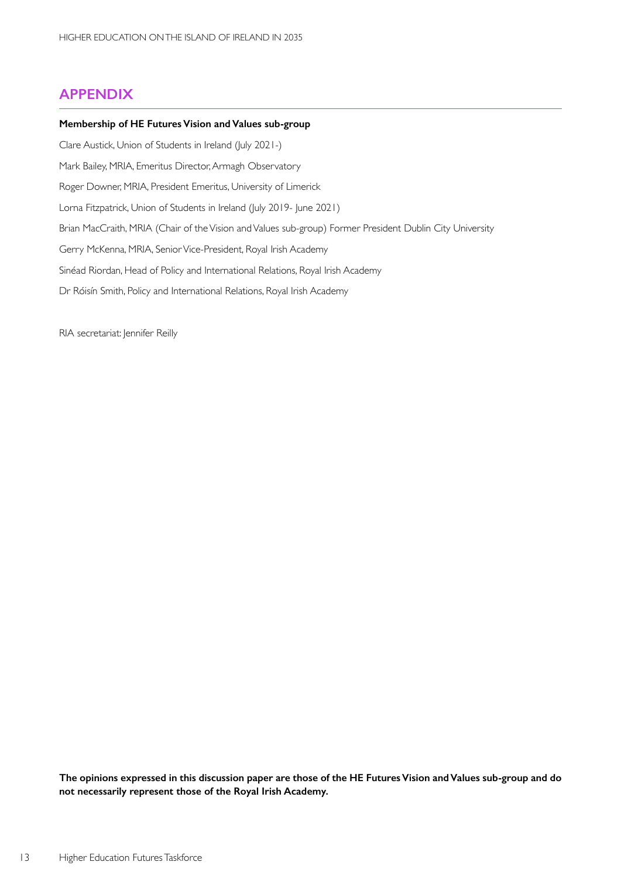## APPENDIX

**Membership of HE Futures Vision and Values sub-group**

Clare Austick, Union of Students in Ireland (July 2021-)

Mark Bailey, MRIA, Emeritus Director, Armagh Observatory

Roger Downer, MRIA, President Emeritus, University of Limerick

Lorna Fitzpatrick, Union of Students in Ireland (July 2019- June 2021)

Brian MacCraith, MRIA (Chair of the Vision and Values sub-group) Former President Dublin City University

Gerry McKenna, MRIA, Senior Vice-President, Royal Irish Academy

Sinéad Riordan, Head of Policy and International Relations, Royal Irish Academy

Dr Róisín Smith, Policy and International Relations, Royal Irish Academy

RIA secretariat: Jennifer Reilly

**The opinions expressed in this discussion paper are those of the HE Futures Vision and Values sub-group and do not necessarily represent those of the Royal Irish Academy.**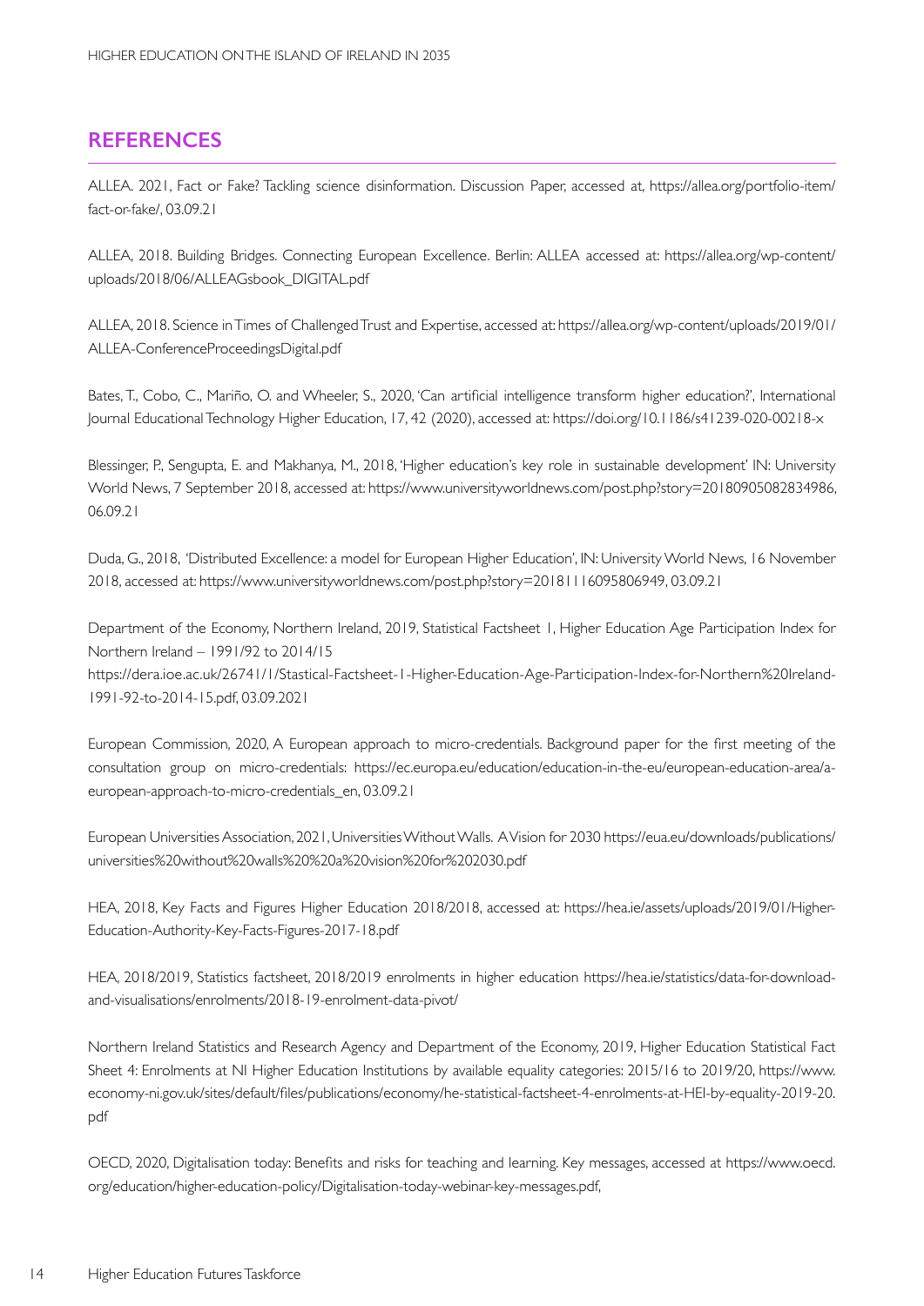## REFERENCES

ALLEA. 2021, Fact or Fake? Tackling science disinformation. Discussion Paper, accessed at, https://allea.org/portfolio-item/fact-or-fake/, 03.09.21

ALLEA, 2018. Building Bridges. Connecting European Excellence. Berlin: ALLEA accessed at: https://allea.org/wp-content/uploads/2018/06/ALLEAGsbook_DIGITAL.pdf

ALLEA, 2018. Science in Times of Challenged Trust and Expertise, accessed at: https://allea.org/wp-content/uploads/2019/01/ALLEA-ConferenceProceedingsDigital.pdf

Bates, T., Cobo, C., Mariño, O. and Wheeler, S., 2020, 'Can artificial intelligence transform higher education?', International Journal Educational Technology Higher Education, 17, 42 (2020), accessed at: https://doi.org/10.1186/s41239-020-00218-x

Blessinger, P., Sengupta, E. and Makhanya, M., 2018, 'Higher education's key role in sustainable development' IN: University World News, 7 September 2018, accessed at: https://www.universityworldnews.com/post.php?story=20180905082834986, 06.09.21

Duda, G., 2018, 'Distributed Excellence: a model for European Higher Education', IN: University World News, 16 November 2018, accessed at: https://www.universityworldnews.com/post.php?story=20181116095806949, 03.09.21

Department of the Economy, Northern Ireland, 2019, Statistical Factsheet 1, Higher Education Age Participation Index for Northern Ireland – 1991/92 to 2014/15
https://dera.ioe.ac.uk/26741/1/Stastical-Factsheet-1-Higher-Education-Age-Participation-Index-for-Northern%20Ireland-1991-92-to-2014-15.pdf, 03.09.2021

European Commission, 2020, A European approach to micro-credentials. Background paper for the first meeting of the consultation group on micro-credentials: https://ec.europa.eu/education/education-in-the-eu/european-education-area/a-european-approach-to-micro-credentials_en, 03.09.21

European Universities Association, 2021, Universities Without Walls. A Vision for 2030 https://eua.eu/downloads/publications/universities%20without%20walls%20%20a%20vision%20for%202030.pdf

HEA, 2018, Key Facts and Figures Higher Education 2018/2018, accessed at: https://hea.ie/assets/uploads/2019/01/Higher-Education-Authority-Key-Facts-Figures-2017-18.pdf

HEA, 2018/2019, Statistics factsheet, 2018/2019 enrolments in higher education https://hea.ie/statistics/data-for-download-and-visualisations/enrolments/2018-19-enrolment-data-pivot/

Northern Ireland Statistics and Research Agency and Department of the Economy, 2019, Higher Education Statistical Fact Sheet 4: Enrolments at NI Higher Education Institutions by available equality categories: 2015/16 to 2019/20, https://www.economy-ni.gov.uk/sites/default/files/publications/economy/he-statistical-factsheet-4-enrolments-at-HEI-by-equality-2019-20.pdf

OECD, 2020, Digitalisation today: Benefits and risks for teaching and learning. Key messages, accessed at https://www.oecd.org/education/higher-education-policy/Digitalisation-today-webinar-key-messages.pdf,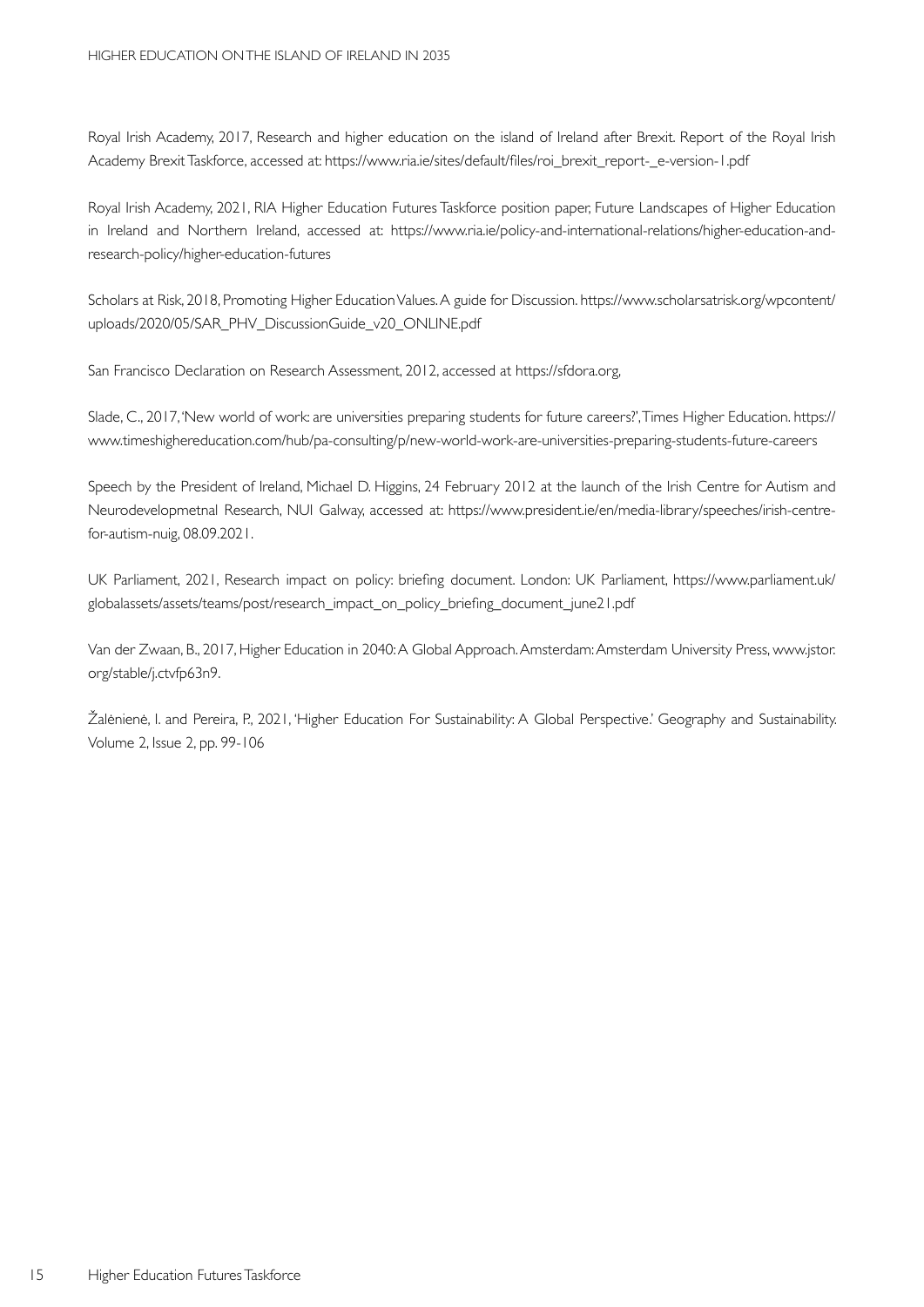Royal Irish Academy, 2017, Research and higher education on the island of Ireland after Brexit. Report of the Royal Irish Academy Brexit Taskforce, accessed at: https://www.ria.ie/sites/default/files/roi_brexit_report-_e-version-1.pdf

Royal Irish Academy, 2021, RIA Higher Education Futures Taskforce position paper, Future Landscapes of Higher Education in Ireland and Northern Ireland, accessed at: https://www.ria.ie/policy-and-international-relations/higher-education-and-research-policy/higher-education-futures

Scholars at Risk, 2018, Promoting Higher Education Values. A guide for Discussion. https://www.scholarsatrisk.org/wpcontent/uploads/2020/05/SAR_PHV_DiscussionGuide_v20_ONLINE.pdf

San Francisco Declaration on Research Assessment, 2012, accessed at https://sfdora.org,

Slade, C., 2017, 'New world of work: are universities preparing students for future careers?', Times Higher Education. https://www.timeshighereducation.com/hub/pa-consulting/p/new-world-work-are-universities-preparing-students-future-careers

Speech by the President of Ireland, Michael D. Higgins, 24 February 2012 at the launch of the Irish Centre for Autism and Neurodevelopmetnal Research, NUI Galway, accessed at: https://www.president.ie/en/media-library/speeches/irish-centre-for-autism-nuig, 08.09.2021.

UK Parliament, 2021, Research impact on policy: briefing document. London: UK Parliament, https://www.parliament.uk/globalassets/assets/teams/post/research_impact_on_policy_briefing_document_june21.pdf

Van der Zwaan, B., 2017, Higher Education in 2040: A Global Approach. Amsterdam: Amsterdam University Press, www.jstor.org/stable/j.ctvfp63n9.

Žalėnienė, I. and Pereira, P., 2021, 'Higher Education For Sustainability: A Global Perspective.' Geography and Sustainability. Volume 2, Issue 2, pp. 99-106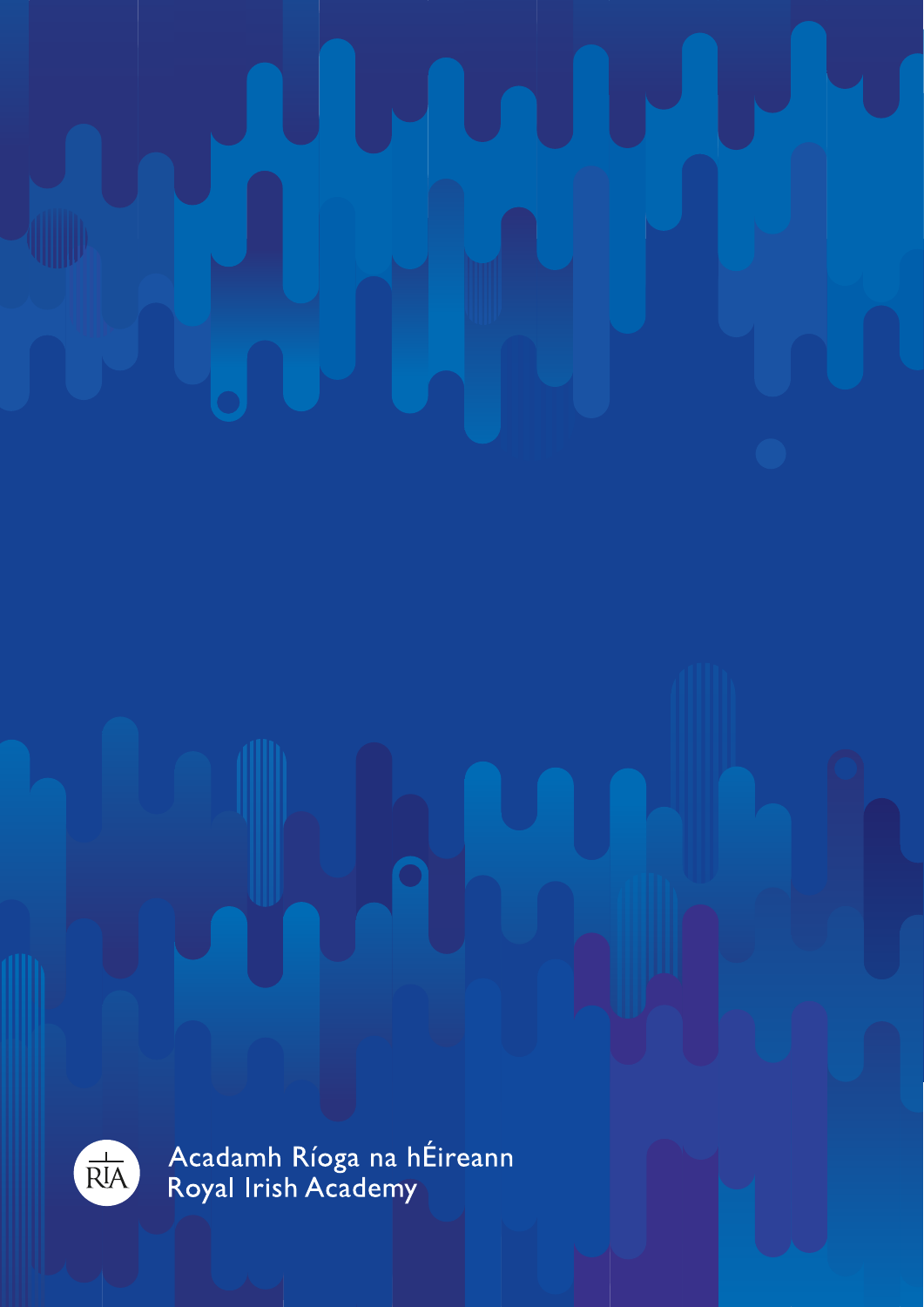Acadamh Ríoga na hÉireann
Royal Irish Academy